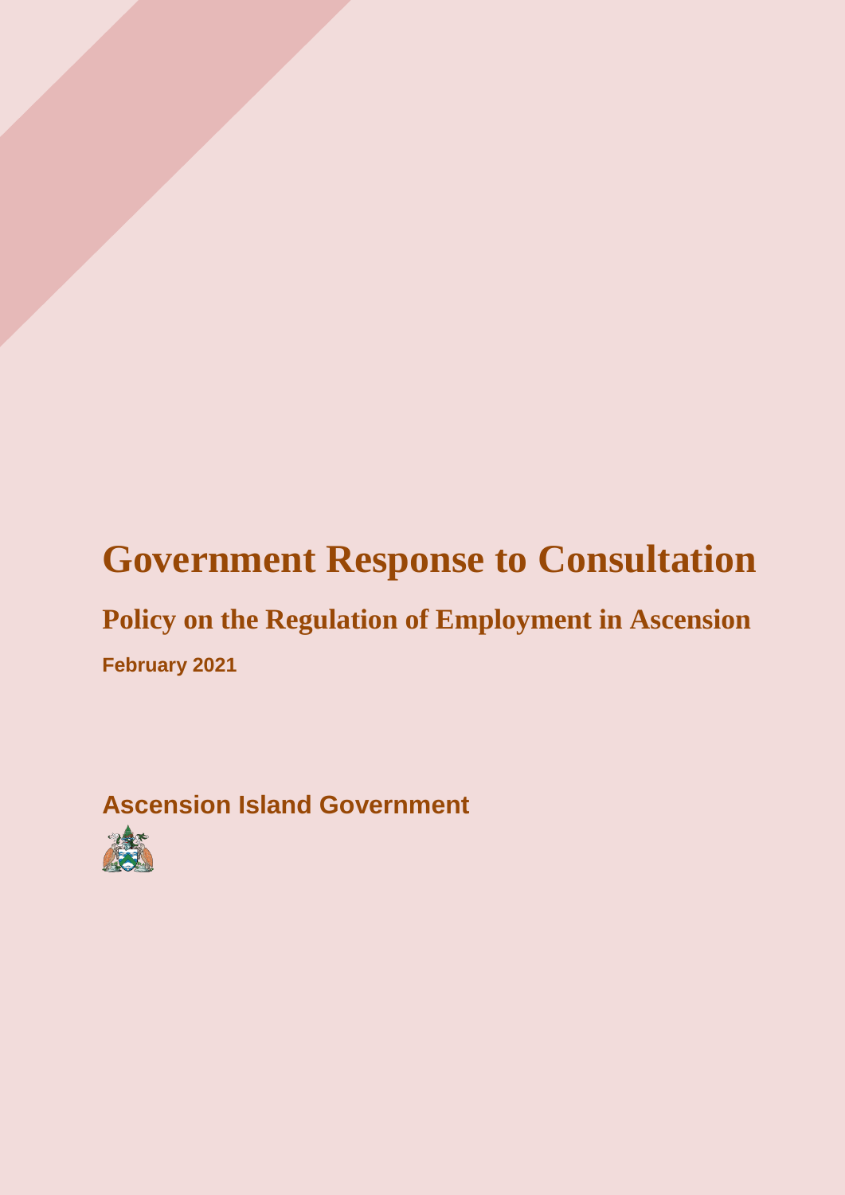# Government Response to Consultation

## Policy on the Regulation of Employment in Ascension

**February 2021**

**Ascension Island Government**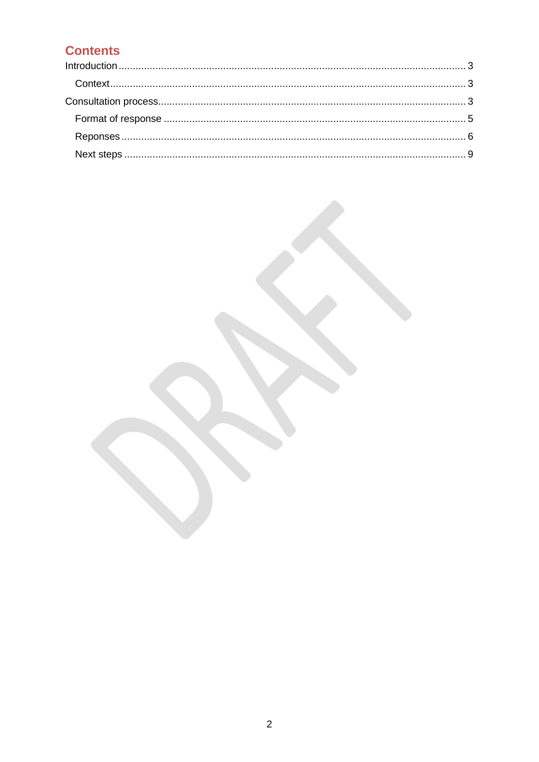## Contents

Introduction ... 3

- Context ... 3

Consultation process ... 3

- Format of response ... 5
- Reponses ... 6
- Next steps ... 9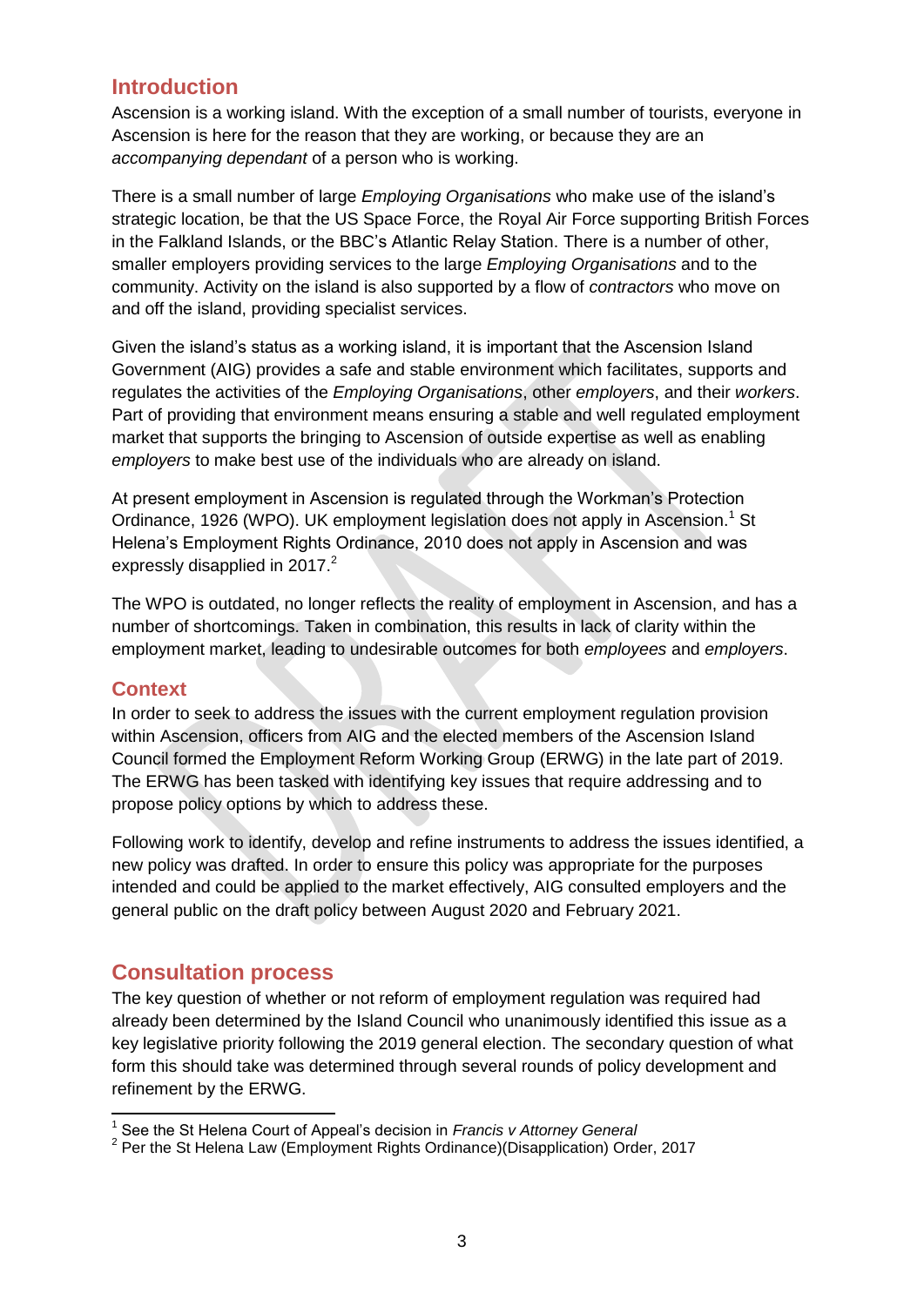## Introduction

Ascension is a working island. With the exception of a small number of tourists, everyone in Ascension is here for the reason that they are working, or because they are an *accompanying dependant* of a person who is working.

There is a small number of large *Employing Organisations* who make use of the island's strategic location, be that the US Space Force, the Royal Air Force supporting British Forces in the Falkland Islands, or the BBC's Atlantic Relay Station. There is a number of other, smaller employers providing services to the large *Employing Organisations* and to the community. Activity on the island is also supported by a flow of *contractors* who move on and off the island, providing specialist services.

Given the island's status as a working island, it is important that the Ascension Island Government (AIG) provides a safe and stable environment which facilitates, supports and regulates the activities of the *Employing Organisations*, other *employers*, and their *workers*. Part of providing that environment means ensuring a stable and well regulated employment market that supports the bringing to Ascension of outside expertise as well as enabling *employers* to make best use of the individuals who are already on island.

At present employment in Ascension is regulated through the Workman's Protection Ordinance, 1926 (WPO). UK employment legislation does not apply in Ascension.[1] St Helena's Employment Rights Ordinance, 2010 does not apply in Ascension and was expressly disapplied in 2017.[2]

The WPO is outdated, no longer reflects the reality of employment in Ascension, and has a number of shortcomings. Taken in combination, this results in lack of clarity within the employment market, leading to undesirable outcomes for both *employees* and *employers*.

## Context

In order to seek to address the issues with the current employment regulation provision within Ascension, officers from AIG and the elected members of the Ascension Island Council formed the Employment Reform Working Group (ERWG) in the late part of 2019. The ERWG has been tasked with identifying key issues that require addressing and to propose policy options by which to address these.

Following work to identify, develop and refine instruments to address the issues identified, a new policy was drafted. In order to ensure this policy was appropriate for the purposes intended and could be applied to the market effectively, AIG consulted employers and the general public on the draft policy between August 2020 and February 2021.

## Consultation process

The key question of whether or not reform of employment regulation was required had already been determined by the Island Council who unanimously identified this issue as a key legislative priority following the 2019 general election. The secondary question of what form this should take was determined through several rounds of policy development and refinement by the ERWG.

[1] See the St Helena Court of Appeal's decision in *Francis v Attorney General*

[2] Per the St Helena Law (Employment Rights Ordinance)(Disapplication) Order, 2017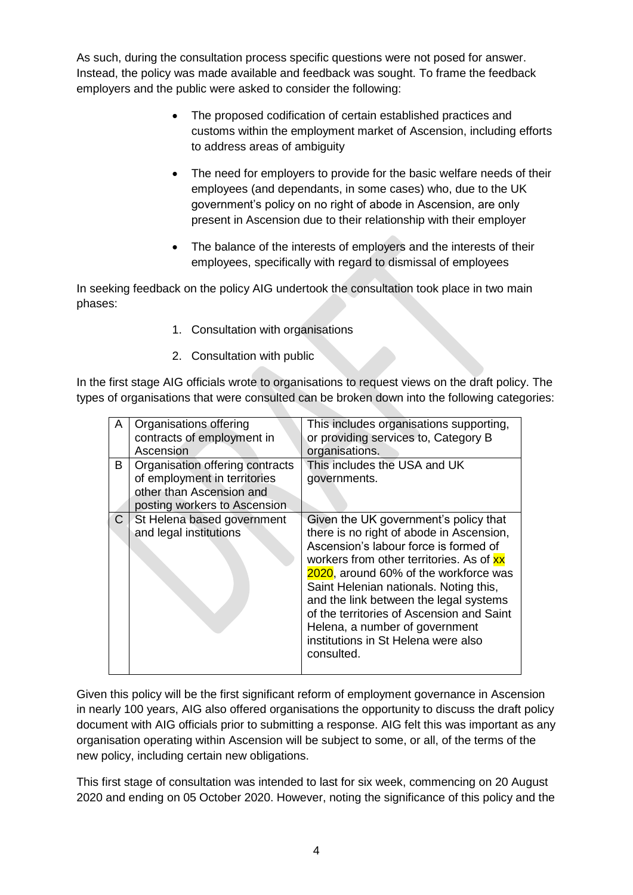As such, during the consultation process specific questions were not posed for answer. Instead, the policy was made available and feedback was sought. To frame the feedback employers and the public were asked to consider the following:

- The proposed codification of certain established practices and customs within the employment market of Ascension, including efforts to address areas of ambiguity
- The need for employers to provide for the basic welfare needs of their employees (and dependants, in some cases) who, due to the UK government's policy on no right of abode in Ascension, are only present in Ascension due to their relationship with their employer
- The balance of the interests of employers and the interests of their employees, specifically with regard to dismissal of employees

In seeking feedback on the policy AIG undertook the consultation took place in two main phases:

1. Consultation with organisations
2. Consultation with public

In the first stage AIG officials wrote to organisations to request views on the draft policy. The types of organisations that were consulted can be broken down into the following categories:

| | | |
|---|---|---|
| A | Organisations offering contracts of employment in Ascension | This includes organisations supporting, or providing services to, Category B organisations. |
| B | Organisation offering contracts of employment in territories other than Ascension and posting workers to Ascension | This includes the USA and UK governments. |
| C | St Helena based government and legal institutions | Given the UK government's policy that there is no right of abode in Ascension, Ascension's labour force is formed of workers from other territories. As of xx 2020, around 60% of the workforce was Saint Helenian nationals. Noting this, and the link between the legal systems of the territories of Ascension and Saint Helena, a number of government institutions in St Helena were also consulted. |

Given this policy will be the first significant reform of employment governance in Ascension in nearly 100 years, AIG also offered organisations the opportunity to discuss the draft policy document with AIG officials prior to submitting a response. AIG felt this was important as any organisation operating within Ascension will be subject to some, or all, of the terms of the new policy, including certain new obligations.

This first stage of consultation was intended to last for six week, commencing on 20 August 2020 and ending on 05 October 2020. However, noting the significance of this policy and the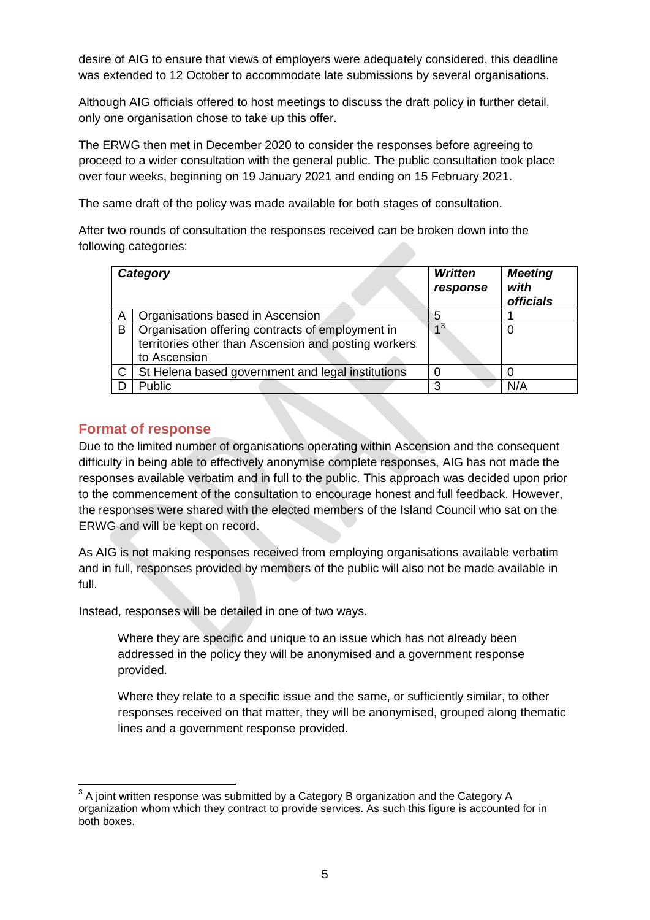desire of AIG to ensure that views of employers were adequately considered, this deadline was extended to 12 October to accommodate late submissions by several organisations.

Although AIG officials offered to host meetings to discuss the draft policy in further detail, only one organisation chose to take up this offer.

The ERWG then met in December 2020 to consider the responses before agreeing to proceed to a wider consultation with the general public. The public consultation took place over four weeks, beginning on 19 January 2021 and ending on 15 February 2021.

The same draft of the policy was made available for both stages of consultation.

After two rounds of consultation the responses received can be broken down into the following categories:

| ***Category*** | | ***Written response*** | ***Meeting with officials*** |
|---|---|---|---|
| A | Organisations based in Ascension | 5 | 1 |
| B | Organisation offering contracts of employment in territories other than Ascension and posting workers to Ascension | 1[3] | 0 |
| C | St Helena based government and legal institutions | 0 | 0 |
| D | Public | 3 | N/A |

## Format of response

Due to the limited number of organisations operating within Ascension and the consequent difficulty in being able to effectively anonymise complete responses, AIG has not made the responses available verbatim and in full to the public. This approach was decided upon prior to the commencement of the consultation to encourage honest and full feedback. However, the responses were shared with the elected members of the Island Council who sat on the ERWG and will be kept on record.

As AIG is not making responses received from employing organisations available verbatim and in full, responses provided by members of the public will also not be made available in full.

Instead, responses will be detailed in one of two ways.

> Where they are specific and unique to an issue which has not already been addressed in the policy they will be anonymised and a government response provided.
>
> Where they relate to a specific issue and the same, or sufficiently similar, to other responses received on that matter, they will be anonymised, grouped along thematic lines and a government response provided.

[3] A joint written response was submitted by a Category B organization and the Category A organization whom which they contract to provide services. As such this figure is accounted for in both boxes.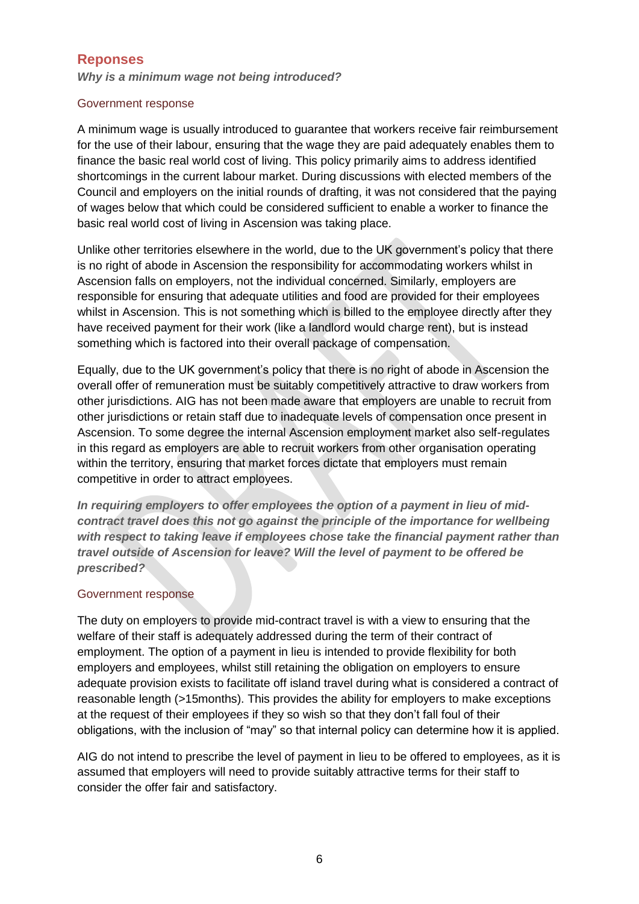## Reponses

***Why is a minimum wage not being introduced?***

### Government response

A minimum wage is usually introduced to guarantee that workers receive fair reimbursement for the use of their labour, ensuring that the wage they are paid adequately enables them to finance the basic real world cost of living. This policy primarily aims to address identified shortcomings in the current labour market. During discussions with elected members of the Council and employers on the initial rounds of drafting, it was not considered that the paying of wages below that which could be considered sufficient to enable a worker to finance the basic real world cost of living in Ascension was taking place.

Unlike other territories elsewhere in the world, due to the UK government's policy that there is no right of abode in Ascension the responsibility for accommodating workers whilst in Ascension falls on employers, not the individual concerned. Similarly, employers are responsible for ensuring that adequate utilities and food are provided for their employees whilst in Ascension. This is not something which is billed to the employee directly after they have received payment for their work (like a landlord would charge rent), but is instead something which is factored into their overall package of compensation.

Equally, due to the UK government's policy that there is no right of abode in Ascension the overall offer of remuneration must be suitably competitively attractive to draw workers from other jurisdictions. AIG has not been made aware that employers are unable to recruit from other jurisdictions or retain staff due to inadequate levels of compensation once present in Ascension. To some degree the internal Ascension employment market also self-regulates in this regard as employers are able to recruit workers from other organisation operating within the territory, ensuring that market forces dictate that employers must remain competitive in order to attract employees.

***In requiring employers to offer employees the option of a payment in lieu of mid-contract travel does this not go against the principle of the importance for wellbeing with respect to taking leave if employees chose take the financial payment rather than travel outside of Ascension for leave? Will the level of payment to be offered be prescribed?***

### Government response

The duty on employers to provide mid-contract travel is with a view to ensuring that the welfare of their staff is adequately addressed during the term of their contract of employment. The option of a payment in lieu is intended to provide flexibility for both employers and employees, whilst still retaining the obligation on employers to ensure adequate provision exists to facilitate off island travel during what is considered a contract of reasonable length (>15months). This provides the ability for employers to make exceptions at the request of their employees if they so wish so that they don't fall foul of their obligations, with the inclusion of "may" so that internal policy can determine how it is applied.

AIG do not intend to prescribe the level of payment in lieu to be offered to employees, as it is assumed that employers will need to provide suitably attractive terms for their staff to consider the offer fair and satisfactory.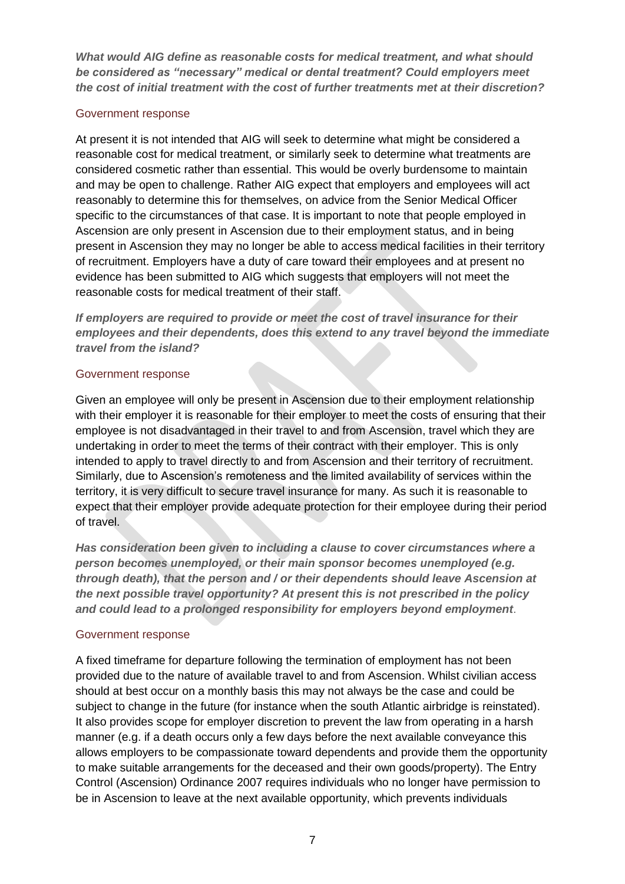***What would AIG define as reasonable costs for medical treatment, and what should be considered as "necessary" medical or dental treatment? Could employers meet the cost of initial treatment with the cost of further treatments met at their discretion?***

Government response

At present it is not intended that AIG will seek to determine what might be considered a reasonable cost for medical treatment, or similarly seek to determine what treatments are considered cosmetic rather than essential. This would be overly burdensome to maintain and may be open to challenge. Rather AIG expect that employers and employees will act reasonably to determine this for themselves, on advice from the Senior Medical Officer specific to the circumstances of that case. It is important to note that people employed in Ascension are only present in Ascension due to their employment status, and in being present in Ascension they may no longer be able to access medical facilities in their territory of recruitment. Employers have a duty of care toward their employees and at present no evidence has been submitted to AIG which suggests that employers will not meet the reasonable costs for medical treatment of their staff.

***If employers are required to provide or meet the cost of travel insurance for their employees and their dependents, does this extend to any travel beyond the immediate travel from the island?***

Government response

Given an employee will only be present in Ascension due to their employment relationship with their employer it is reasonable for their employer to meet the costs of ensuring that their employee is not disadvantaged in their travel to and from Ascension, travel which they are undertaking in order to meet the terms of their contract with their employer. This is only intended to apply to travel directly to and from Ascension and their territory of recruitment. Similarly, due to Ascension's remoteness and the limited availability of services within the territory, it is very difficult to secure travel insurance for many. As such it is reasonable to expect that their employer provide adequate protection for their employee during their period of travel.

***Has consideration been given to including a clause to cover circumstances where a person becomes unemployed, or their main sponsor becomes unemployed (e.g. through death), that the person and / or their dependents should leave Ascension at the next possible travel opportunity? At present this is not prescribed in the policy and could lead to a prolonged responsibility for employers beyond employment***.

Government response

A fixed timeframe for departure following the termination of employment has not been provided due to the nature of available travel to and from Ascension. Whilst civilian access should at best occur on a monthly basis this may not always be the case and could be subject to change in the future (for instance when the south Atlantic airbridge is reinstated). It also provides scope for employer discretion to prevent the law from operating in a harsh manner (e.g. if a death occurs only a few days before the next available conveyance this allows employers to be compassionate toward dependents and provide them the opportunity to make suitable arrangements for the deceased and their own goods/property). The Entry Control (Ascension) Ordinance 2007 requires individuals who no longer have permission to be in Ascension to leave at the next available opportunity, which prevents individuals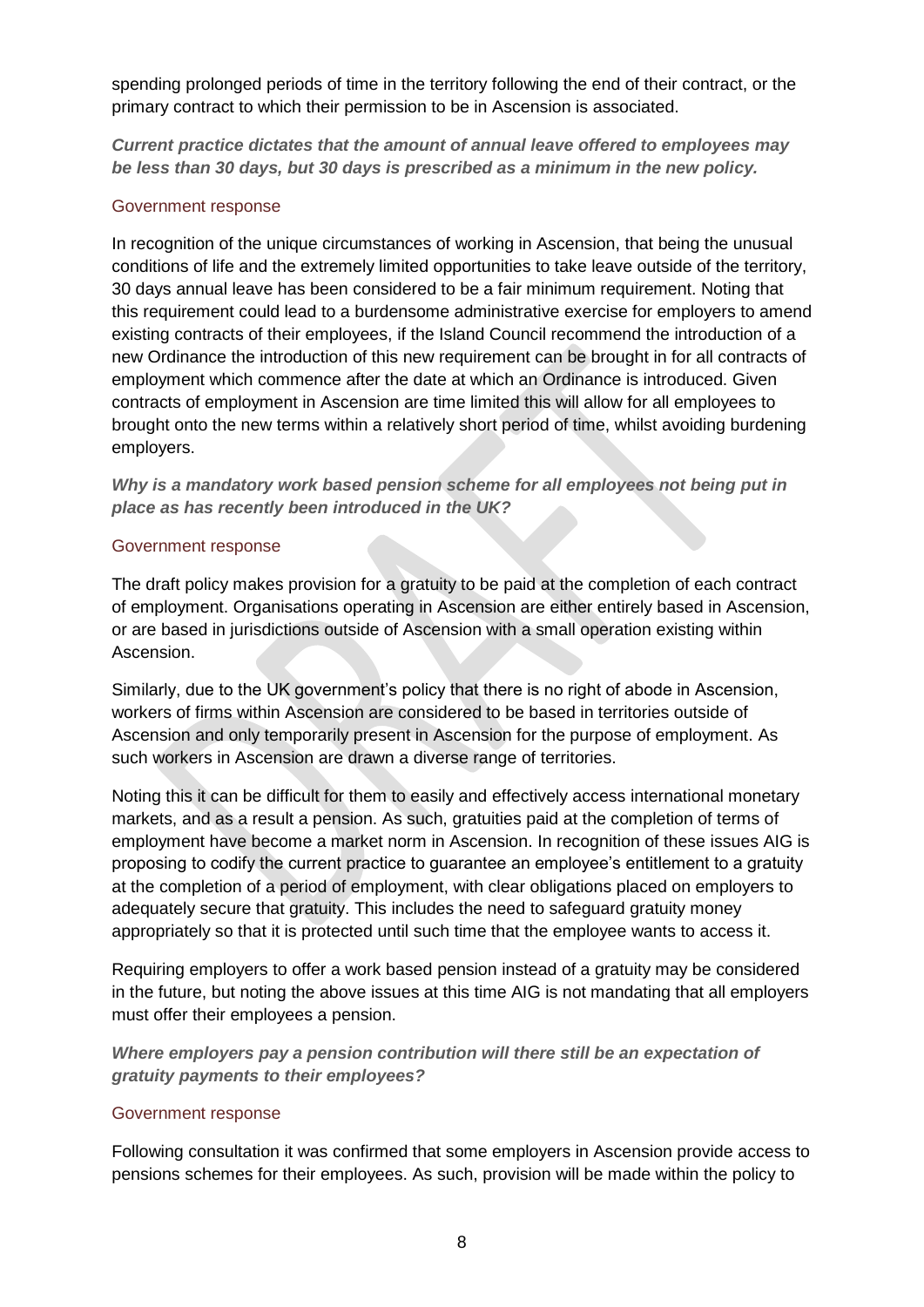spending prolonged periods of time in the territory following the end of their contract, or the primary contract to which their permission to be in Ascension is associated.

***Current practice dictates that the amount of annual leave offered to employees may be less than 30 days, but 30 days is prescribed as a minimum in the new policy.***

Government response

In recognition of the unique circumstances of working in Ascension, that being the unusual conditions of life and the extremely limited opportunities to take leave outside of the territory, 30 days annual leave has been considered to be a fair minimum requirement. Noting that this requirement could lead to a burdensome administrative exercise for employers to amend existing contracts of their employees, if the Island Council recommend the introduction of a new Ordinance the introduction of this new requirement can be brought in for all contracts of employment which commence after the date at which an Ordinance is introduced. Given contracts of employment in Ascension are time limited this will allow for all employees to brought onto the new terms within a relatively short period of time, whilst avoiding burdening employers.

***Why is a mandatory work based pension scheme for all employees not being put in place as has recently been introduced in the UK?***

Government response

The draft policy makes provision for a gratuity to be paid at the completion of each contract of employment. Organisations operating in Ascension are either entirely based in Ascension, or are based in jurisdictions outside of Ascension with a small operation existing within Ascension.

Similarly, due to the UK government's policy that there is no right of abode in Ascension, workers of firms within Ascension are considered to be based in territories outside of Ascension and only temporarily present in Ascension for the purpose of employment. As such workers in Ascension are drawn a diverse range of territories.

Noting this it can be difficult for them to easily and effectively access international monetary markets, and as a result a pension. As such, gratuities paid at the completion of terms of employment have become a market norm in Ascension. In recognition of these issues AIG is proposing to codify the current practice to guarantee an employee's entitlement to a gratuity at the completion of a period of employment, with clear obligations placed on employers to adequately secure that gratuity. This includes the need to safeguard gratuity money appropriately so that it is protected until such time that the employee wants to access it.

Requiring employers to offer a work based pension instead of a gratuity may be considered in the future, but noting the above issues at this time AIG is not mandating that all employers must offer their employees a pension.

***Where employers pay a pension contribution will there still be an expectation of gratuity payments to their employees?***

Government response

Following consultation it was confirmed that some employers in Ascension provide access to pensions schemes for their employees. As such, provision will be made within the policy to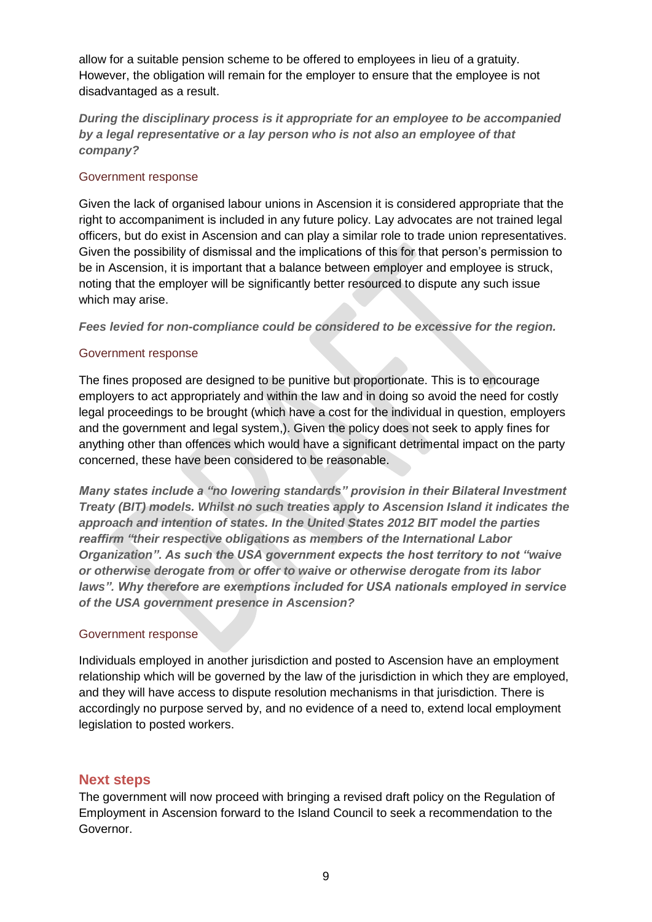allow for a suitable pension scheme to be offered to employees in lieu of a gratuity. However, the obligation will remain for the employer to ensure that the employee is not disadvantaged as a result.

***During the disciplinary process is it appropriate for an employee to be accompanied by a legal representative or a lay person who is not also an employee of that company?***

Government response

Given the lack of organised labour unions in Ascension it is considered appropriate that the right to accompaniment is included in any future policy. Lay advocates are not trained legal officers, but do exist in Ascension and can play a similar role to trade union representatives. Given the possibility of dismissal and the implications of this for that person's permission to be in Ascension, it is important that a balance between employer and employee is struck, noting that the employer will be significantly better resourced to dispute any such issue which may arise.

***Fees levied for non-compliance could be considered to be excessive for the region.***

Government response

The fines proposed are designed to be punitive but proportionate. This is to encourage employers to act appropriately and within the law and in doing so avoid the need for costly legal proceedings to be brought (which have a cost for the individual in question, employers and the government and legal system,). Given the policy does not seek to apply fines for anything other than offences which would have a significant detrimental impact on the party concerned, these have been considered to be reasonable.

***Many states include a "no lowering standards" provision in their Bilateral Investment Treaty (BIT) models. Whilst no such treaties apply to Ascension Island it indicates the approach and intention of states. In the United States 2012 BIT model the parties reaffirm "their respective obligations as members of the International Labor Organization". As such the USA government expects the host territory to not "waive or otherwise derogate from or offer to waive or otherwise derogate from its labor laws". Why therefore are exemptions included for USA nationals employed in service of the USA government presence in Ascension?***

Government response

Individuals employed in another jurisdiction and posted to Ascension have an employment relationship which will be governed by the law of the jurisdiction in which they are employed, and they will have access to dispute resolution mechanisms in that jurisdiction. There is accordingly no purpose served by, and no evidence of a need to, extend local employment legislation to posted workers.

## Next steps

The government will now proceed with bringing a revised draft policy on the Regulation of Employment in Ascension forward to the Island Council to seek a recommendation to the Governor.